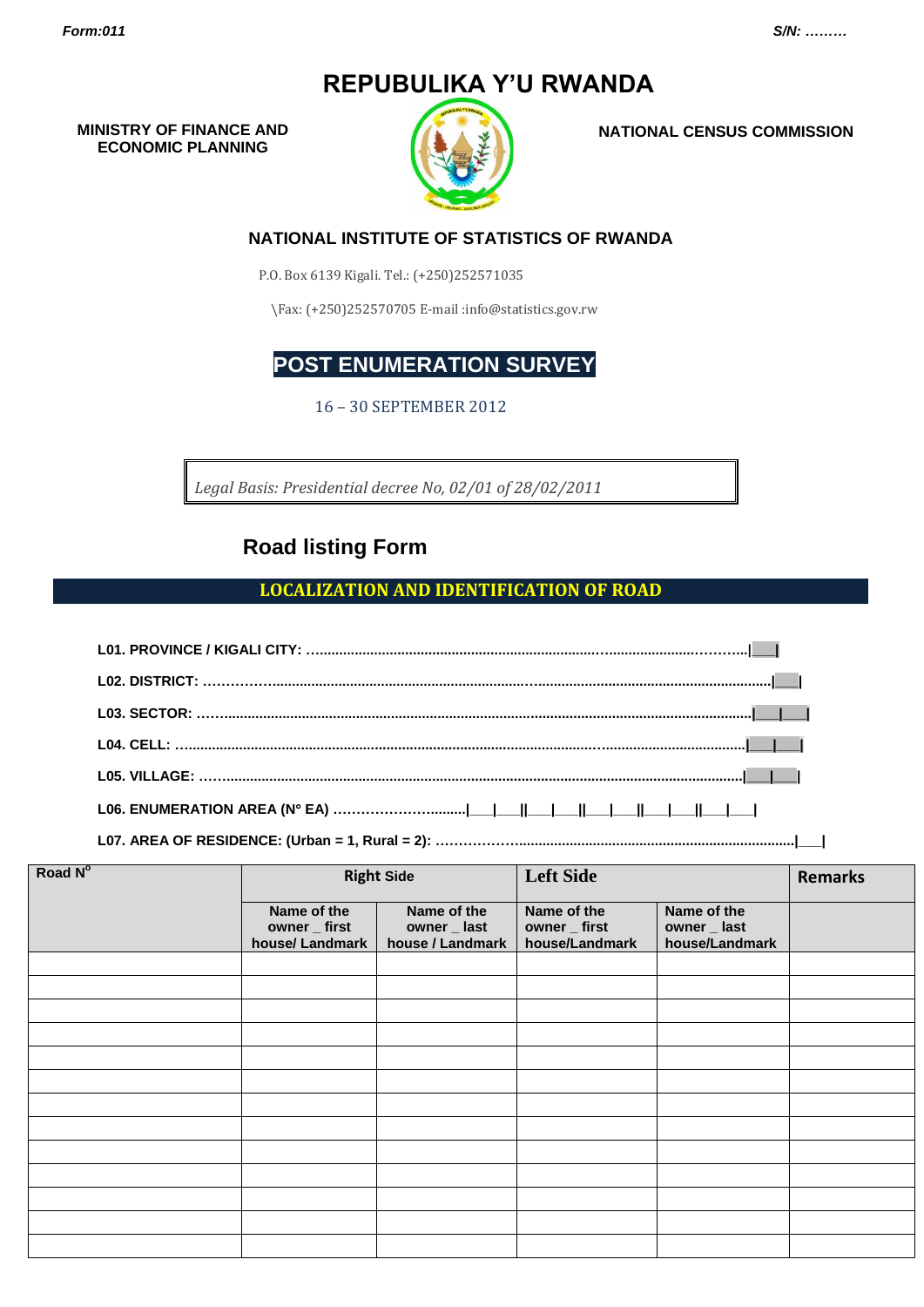*Form:011* *S/N: ………*

# REPUBULIKA Y'U RWANDA

**MINISTRY OF FINANCE AND ECONOMIC PLANNING**

**NATIONAL CENSUS COMMISSION**

## NATIONAL INSTITUTE OF STATISTICS OF RWANDA

P.O. Box 6139 Kigali. Tel.: (+250)252571035

\Fax: (+250)252570705 E-mail :info@statistics.gov.rw

## POST ENUMERATION SURVEY

16 – 30 SEPTEMBER 2012

*Legal Basis: Presidential decree No, 02/01 of 28/02/2011*

## Road listing Form

### LOCALIZATION AND IDENTIFICATION OF ROAD

**L01. PROVINCE / KIGALI CITY: …………………………………………………………|___|**

**L02. DISTRICT: ……………………………………………………………………………|___|**

**L03. SECTOR: ……………………………………………………………………………|___|___|**

**L04. CELL: ………………………………………………………………………………|___|___|**

**L05. VILLAGE: …………………………………………………………………………|___|___|**

**L06. ENUMERATION AREA (N° EA) ……………………|___|___||___|___||___|___||___|___||___|___|**

**L07. AREA OF RESIDENCE: (Urban = 1, Rural = 2): ………………………………………|___|**

| Road N° | Right Side | | Left Side | | Remarks |
|---|---|---|---|---|---|
| | Name of the owner _ first house/ Landmark | Name of the owner _ last house / Landmark | Name of the owner _ first house/Landmark | Name of the owner _ last house/Landmark | |
| | | | | | |
| | | | | | |
| | | | | | |
| | | | | | |
| | | | | | |
| | | | | | |
| | | | | | |
| | | | | | |
| | | | | | |
| | | | | | |
| | | | | | |
| | | | | | |
| | | | | | |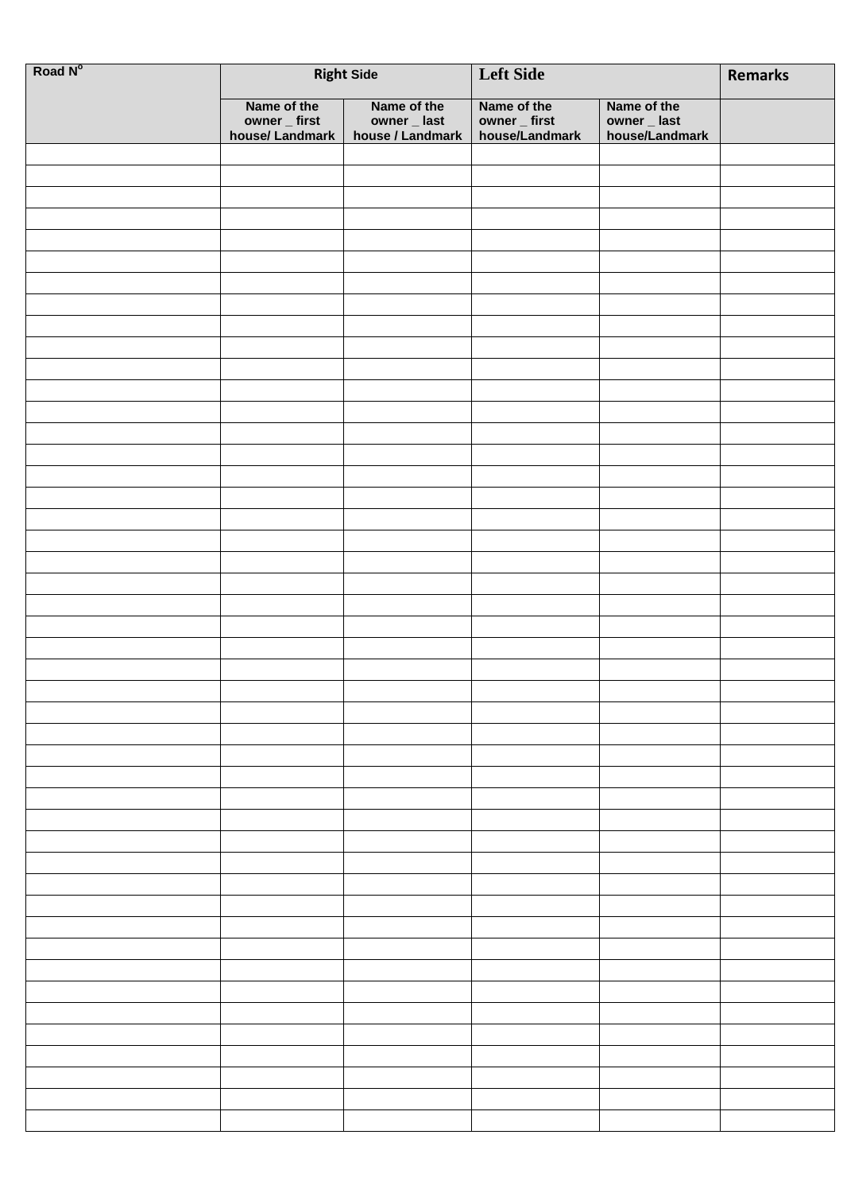| Road N$^{o}$ | Right Side | | Left Side | | Remarks |
|---|---|---|---|---|---|
| | Name of the owner _ first house/ Landmark | Name of the owner _ last house / Landmark | Name of the owner _ first house/Landmark | Name of the owner _ last house/Landmark | |
| | | | | | |
| | | | | | |
| | | | | | |
| | | | | | |
| | | | | | |
| | | | | | |
| | | | | | |
| | | | | | |
| | | | | | |
| | | | | | |
| | | | | | |
| | | | | | |
| | | | | | |
| | | | | | |
| | | | | | |
| | | | | | |
| | | | | | |
| | | | | | |
| | | | | | |
| | | | | | |
| | | | | | |
| | | | | | |
| | | | | | |
| | | | | | |
| | | | | | |
| | | | | | |
| | | | | | |
| | | | | | |
| | | | | | |
| | | | | | |
| | | | | | |
| | | | | | |
| | | | | | |
| | | | | | |
| | | | | | |
| | | | | | |
| | | | | | |
| | | | | | |
| | | | | | |
| | | | | | |
| | | | | | |
| | | | | | |
| | | | | | |
| | | | | | |
| | | | | | |
| | | | | | |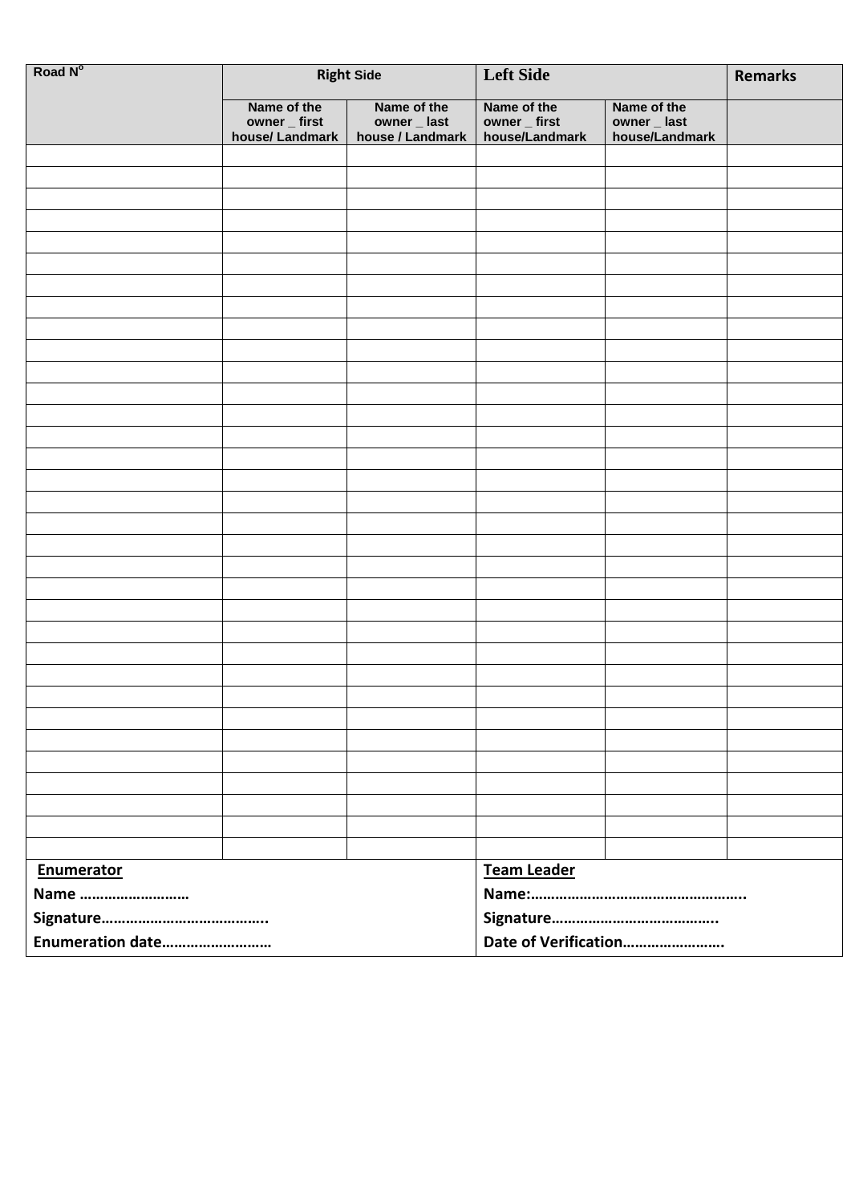| Road N$^{o}$ | Right Side | | Left Side | | Remarks |
|---|---|---|---|---|---|
| | Name of the owner _ first house/ Landmark | Name of the owner _ last house / Landmark | Name of the owner _ first house/Landmark | Name of the owner _ last house/Landmark | |
| | | | | | |
| | | | | | |
| | | | | | |
| | | | | | |
| | | | | | |
| | | | | | |
| | | | | | |
| | | | | | |
| | | | | | |
| | | | | | |
| | | | | | |
| | | | | | |
| | | | | | |
| | | | | | |
| | | | | | |
| | | | | | |
| | | | | | |
| | | | | | |
| | | | | | |
| | | | | | |
| | | | | | |
| | | | | | |
| | | | | | |
| | | | | | |
| | | | | | |
| | | | | | |
| | | | | | |
| | | | | | |
| | | | | | |
| | | | | | |
| | | | | | |
| | | | | | |
| | | | | | |

| Enumerator | Team Leader |
|---|---|
| **Name ……………………** | **Name:……………………………………………..** |
| **Signature…………………………………..** | **Signature…………………………………..** |
| **Enumeration date……………………** | **Date of Verification……………………** |